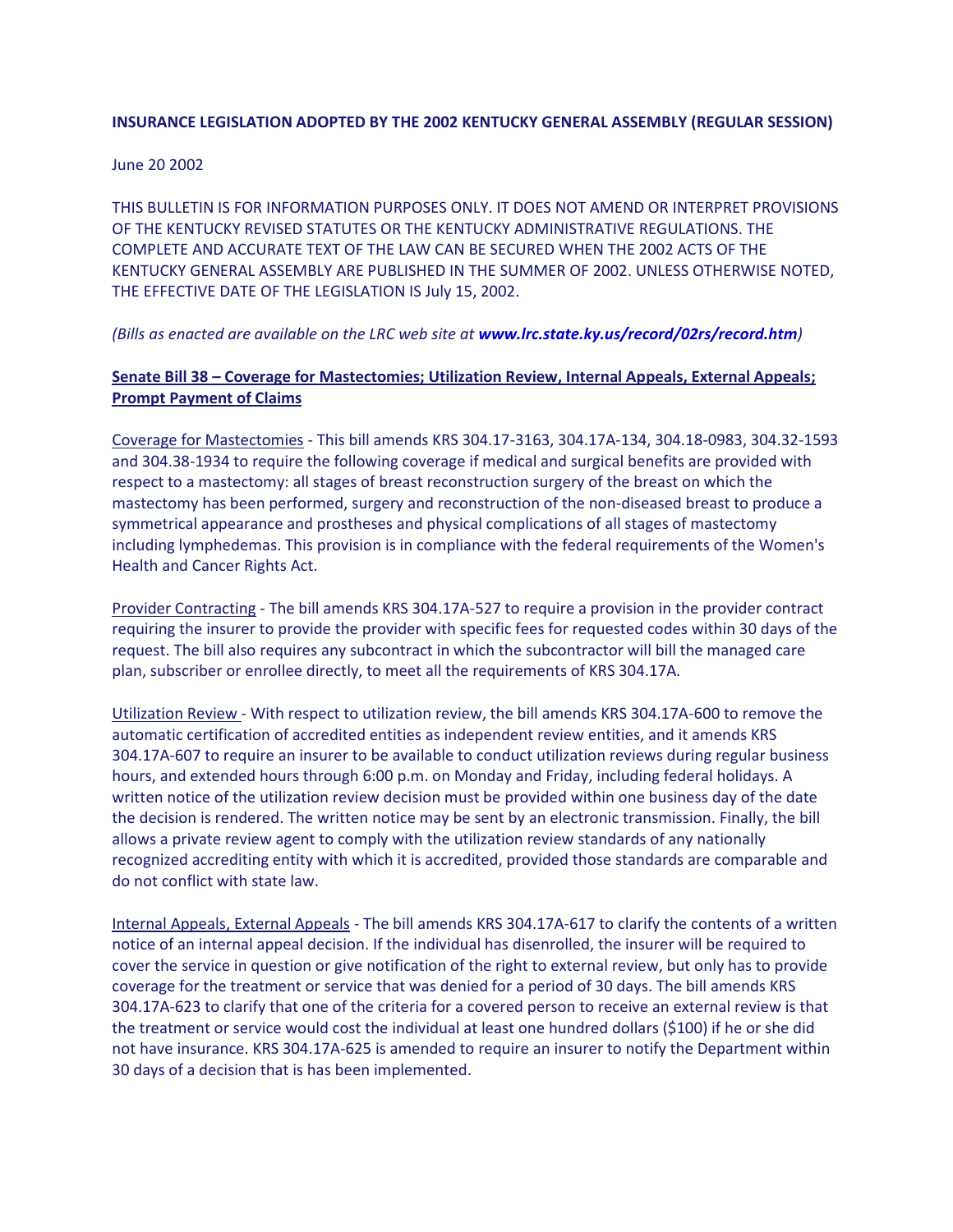**INSURANCE LEGISLATION ADOPTED BY THE 2002 KENTUCKY GENERAL ASSEMBLY (REGULAR SESSION)**

June 20 2002

THIS BULLETIN IS FOR INFORMATION PURPOSES ONLY. IT DOES NOT AMEND OR INTERPRET PROVISIONS OF THE KENTUCKY REVISED STATUTES OR THE KENTUCKY ADMINISTRATIVE REGULATIONS. THE COMPLETE AND ACCURATE TEXT OF THE LAW CAN BE SECURED WHEN THE 2002 ACTS OF THE KENTUCKY GENERAL ASSEMBLY ARE PUBLISHED IN THE SUMMER OF 2002. UNLESS OTHERWISE NOTED, THE EFFECTIVE DATE OF THE LEGISLATION IS July 15, 2002.

*(Bills as enacted are available on the LRC web site at **www.lrc.state.ky.us/record/02rs/record.htm**)*

**Senate Bill 38 – Coverage for Mastectomies; Utilization Review, Internal Appeals, External Appeals; Prompt Payment of Claims**

Coverage for Mastectomies - This bill amends KRS 304.17-3163, 304.17A-134, 304.18-0983, 304.32-1593 and 304.38-1934 to require the following coverage if medical and surgical benefits are provided with respect to a mastectomy: all stages of breast reconstruction surgery of the breast on which the mastectomy has been performed, surgery and reconstruction of the non-diseased breast to produce a symmetrical appearance and prostheses and physical complications of all stages of mastectomy including lymphedemas. This provision is in compliance with the federal requirements of the Women's Health and Cancer Rights Act.

Provider Contracting - The bill amends KRS 304.17A-527 to require a provision in the provider contract requiring the insurer to provide the provider with specific fees for requested codes within 30 days of the request. The bill also requires any subcontract in which the subcontractor will bill the managed care plan, subscriber or enrollee directly, to meet all the requirements of KRS 304.17A.

Utilization Review - With respect to utilization review, the bill amends KRS 304.17A-600 to remove the automatic certification of accredited entities as independent review entities, and it amends KRS 304.17A-607 to require an insurer to be available to conduct utilization reviews during regular business hours, and extended hours through 6:00 p.m. on Monday and Friday, including federal holidays. A written notice of the utilization review decision must be provided within one business day of the date the decision is rendered. The written notice may be sent by an electronic transmission. Finally, the bill allows a private review agent to comply with the utilization review standards of any nationally recognized accrediting entity with which it is accredited, provided those standards are comparable and do not conflict with state law.

Internal Appeals, External Appeals - The bill amends KRS 304.17A-617 to clarify the contents of a written notice of an internal appeal decision. If the individual has disenrolled, the insurer will be required to cover the service in question or give notification of the right to external review, but only has to provide coverage for the treatment or service that was denied for a period of 30 days. The bill amends KRS 304.17A-623 to clarify that one of the criteria for a covered person to receive an external review is that the treatment or service would cost the individual at least one hundred dollars ($100) if he or she did not have insurance. KRS 304.17A-625 is amended to require an insurer to notify the Department within 30 days of a decision that is has been implemented.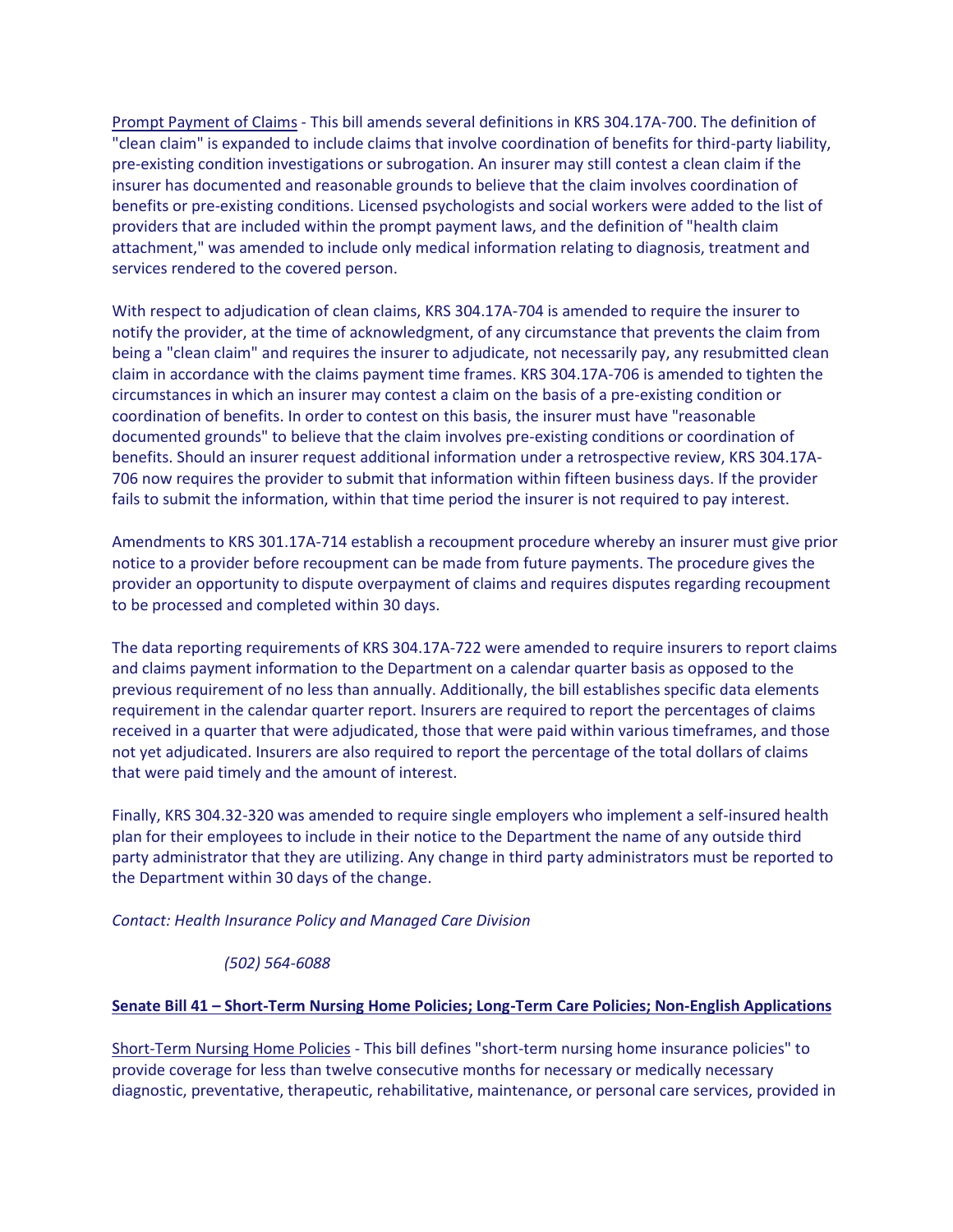Prompt Payment of Claims - This bill amends several definitions in KRS 304.17A-700. The definition of "clean claim" is expanded to include claims that involve coordination of benefits for third-party liability, pre-existing condition investigations or subrogation. An insurer may still contest a clean claim if the insurer has documented and reasonable grounds to believe that the claim involves coordination of benefits or pre-existing conditions. Licensed psychologists and social workers were added to the list of providers that are included within the prompt payment laws, and the definition of "health claim attachment," was amended to include only medical information relating to diagnosis, treatment and services rendered to the covered person.

With respect to adjudication of clean claims, KRS 304.17A-704 is amended to require the insurer to notify the provider, at the time of acknowledgment, of any circumstance that prevents the claim from being a "clean claim" and requires the insurer to adjudicate, not necessarily pay, any resubmitted clean claim in accordance with the claims payment time frames. KRS 304.17A-706 is amended to tighten the circumstances in which an insurer may contest a claim on the basis of a pre-existing condition or coordination of benefits. In order to contest on this basis, the insurer must have "reasonable documented grounds" to believe that the claim involves pre-existing conditions or coordination of benefits. Should an insurer request additional information under a retrospective review, KRS 304.17A-706 now requires the provider to submit that information within fifteen business days. If the provider fails to submit the information, within that time period the insurer is not required to pay interest.

Amendments to KRS 301.17A-714 establish a recoupment procedure whereby an insurer must give prior notice to a provider before recoupment can be made from future payments. The procedure gives the provider an opportunity to dispute overpayment of claims and requires disputes regarding recoupment to be processed and completed within 30 days.

The data reporting requirements of KRS 304.17A-722 were amended to require insurers to report claims and claims payment information to the Department on a calendar quarter basis as opposed to the previous requirement of no less than annually. Additionally, the bill establishes specific data elements requirement in the calendar quarter report. Insurers are required to report the percentages of claims received in a quarter that were adjudicated, those that were paid within various timeframes, and those not yet adjudicated. Insurers are also required to report the percentage of the total dollars of claims that were paid timely and the amount of interest.

Finally, KRS 304.32-320 was amended to require single employers who implement a self-insured health plan for their employees to include in their notice to the Department the name of any outside third party administrator that they are utilizing. Any change in third party administrators must be reported to the Department within 30 days of the change.

*Contact: Health Insurance Policy and Managed Care Division*

*(502) 564-6088*

**Senate Bill 41 – Short-Term Nursing Home Policies; Long-Term Care Policies; Non-English Applications**

Short-Term Nursing Home Policies - This bill defines "short-term nursing home insurance policies" to provide coverage for less than twelve consecutive months for necessary or medically necessary diagnostic, preventative, therapeutic, rehabilitative, maintenance, or personal care services, provided in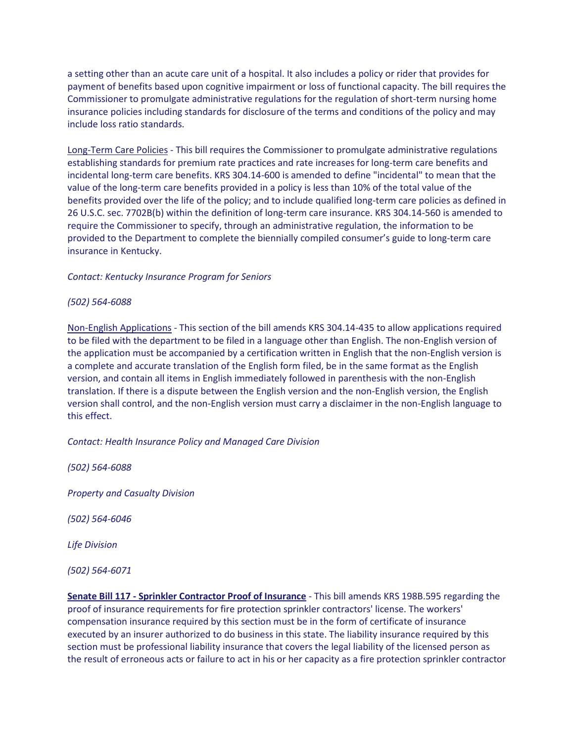a setting other than an acute care unit of a hospital. It also includes a policy or rider that provides for payment of benefits based upon cognitive impairment or loss of functional capacity. The bill requires the Commissioner to promulgate administrative regulations for the regulation of short-term nursing home insurance policies including standards for disclosure of the terms and conditions of the policy and may include loss ratio standards.

Long-Term Care Policies - This bill requires the Commissioner to promulgate administrative regulations establishing standards for premium rate practices and rate increases for long-term care benefits and incidental long-term care benefits. KRS 304.14-600 is amended to define "incidental" to mean that the value of the long-term care benefits provided in a policy is less than 10% of the total value of the benefits provided over the life of the policy; and to include qualified long-term care policies as defined in 26 U.S.C. sec. 7702B(b) within the definition of long-term care insurance. KRS 304.14-560 is amended to require the Commissioner to specify, through an administrative regulation, the information to be provided to the Department to complete the biennially compiled consumer's guide to long-term care insurance in Kentucky.

*Contact: Kentucky Insurance Program for Seniors*

*(502) 564-6088*

Non-English Applications - This section of the bill amends KRS 304.14-435 to allow applications required to be filed with the department to be filed in a language other than English. The non-English version of the application must be accompanied by a certification written in English that the non-English version is a complete and accurate translation of the English form filed, be in the same format as the English version, and contain all items in English immediately followed in parenthesis with the non-English translation. If there is a dispute between the English version and the non-English version, the English version shall control, and the non-English version must carry a disclaimer in the non-English language to this effect.

*Contact: Health Insurance Policy and Managed Care Division*

*(502) 564-6088*

*Property and Casualty Division*

*(502) 564-6046*

*Life Division*

*(502) 564-6071*

**Senate Bill 117 - Sprinkler Contractor Proof of Insurance** - This bill amends KRS 198B.595 regarding the proof of insurance requirements for fire protection sprinkler contractors' license. The workers' compensation insurance required by this section must be in the form of certificate of insurance executed by an insurer authorized to do business in this state. The liability insurance required by this section must be professional liability insurance that covers the legal liability of the licensed person as the result of erroneous acts or failure to act in his or her capacity as a fire protection sprinkler contractor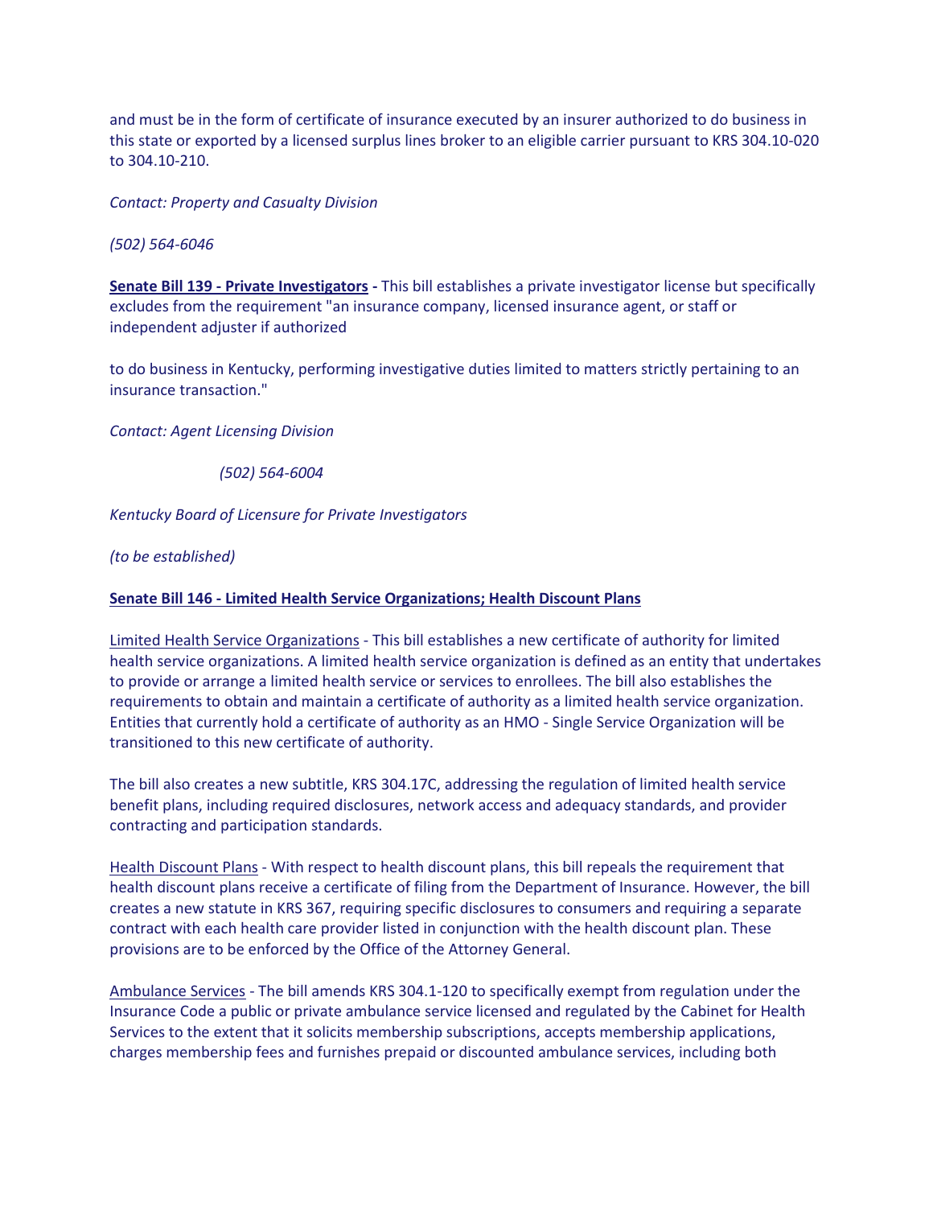and must be in the form of certificate of insurance executed by an insurer authorized to do business in this state or exported by a licensed surplus lines broker to an eligible carrier pursuant to KRS 304.10-020 to 304.10-210.

*Contact: Property and Casualty Division*

*(502) 564-6046*

**Senate Bill 139 - Private Investigators -** This bill establishes a private investigator license but specifically excludes from the requirement "an insurance company, licensed insurance agent, or staff or independent adjuster if authorized

to do business in Kentucky, performing investigative duties limited to matters strictly pertaining to an insurance transaction."

*Contact: Agent Licensing Division*

*(502) 564-6004*

*Kentucky Board of Licensure for Private Investigators*

*(to be established)*

**Senate Bill 146 - Limited Health Service Organizations; Health Discount Plans**

Limited Health Service Organizations - This bill establishes a new certificate of authority for limited health service organizations. A limited health service organization is defined as an entity that undertakes to provide or arrange a limited health service or services to enrollees. The bill also establishes the requirements to obtain and maintain a certificate of authority as a limited health service organization. Entities that currently hold a certificate of authority as an HMO - Single Service Organization will be transitioned to this new certificate of authority.

The bill also creates a new subtitle, KRS 304.17C, addressing the regulation of limited health service benefit plans, including required disclosures, network access and adequacy standards, and provider contracting and participation standards.

Health Discount Plans - With respect to health discount plans, this bill repeals the requirement that health discount plans receive a certificate of filing from the Department of Insurance. However, the bill creates a new statute in KRS 367, requiring specific disclosures to consumers and requiring a separate contract with each health care provider listed in conjunction with the health discount plan. These provisions are to be enforced by the Office of the Attorney General.

Ambulance Services - The bill amends KRS 304.1-120 to specifically exempt from regulation under the Insurance Code a public or private ambulance service licensed and regulated by the Cabinet for Health Services to the extent that it solicits membership subscriptions, accepts membership applications, charges membership fees and furnishes prepaid or discounted ambulance services, including both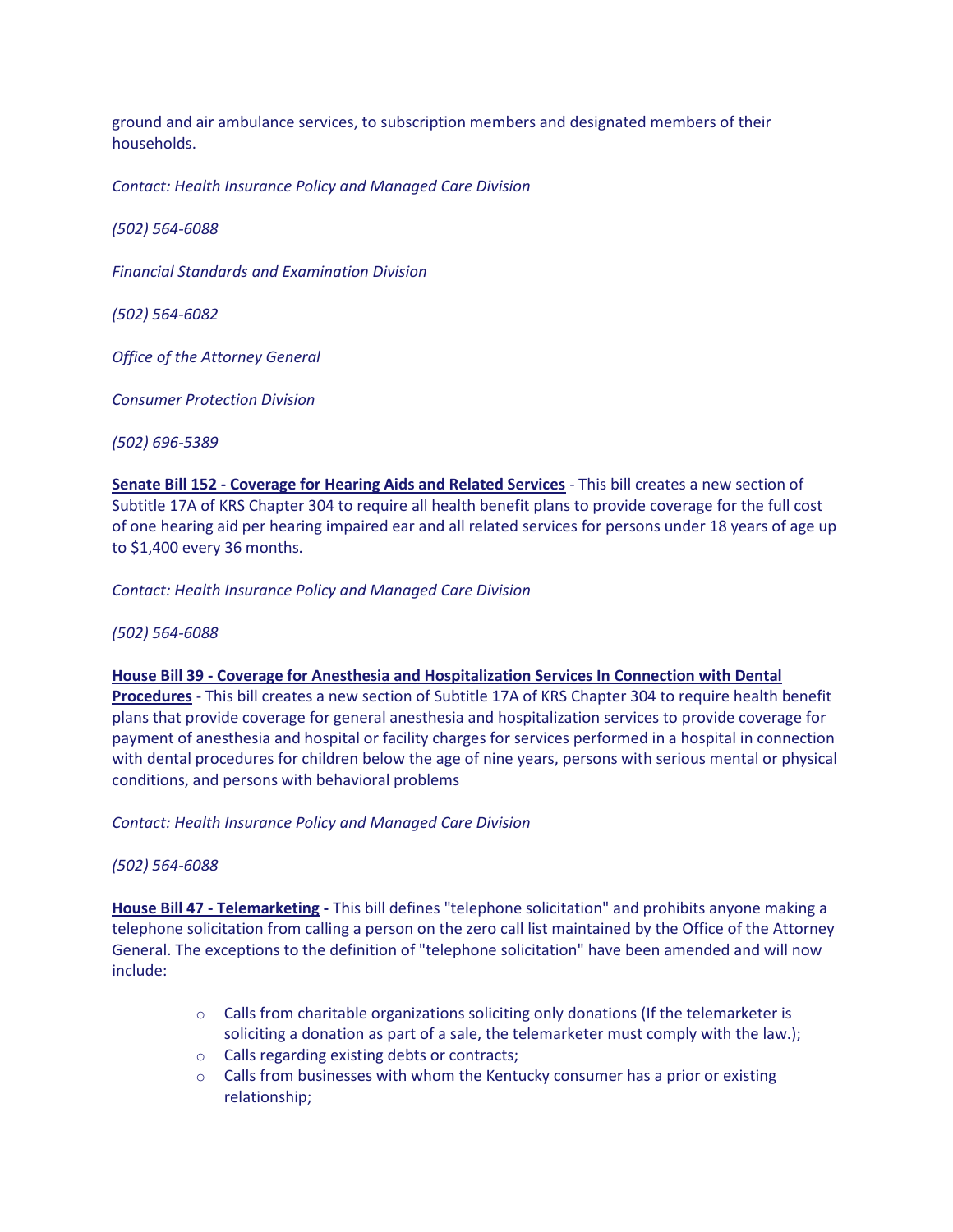ground and air ambulance services, to subscription members and designated members of their households.

*Contact: Health Insurance Policy and Managed Care Division*

*(502) 564-6088*

*Financial Standards and Examination Division*

*(502) 564-6082*

*Office of the Attorney General*

*Consumer Protection Division*

*(502) 696-5389*

**Senate Bill 152 - Coverage for Hearing Aids and Related Services** - This bill creates a new section of Subtitle 17A of KRS Chapter 304 to require all health benefit plans to provide coverage for the full cost of one hearing aid per hearing impaired ear and all related services for persons under 18 years of age up to $1,400 every 36 months.

*Contact: Health Insurance Policy and Managed Care Division*

*(502) 564-6088*

**House Bill 39 - Coverage for Anesthesia and Hospitalization Services In Connection with Dental Procedures** - This bill creates a new section of Subtitle 17A of KRS Chapter 304 to require health benefit plans that provide coverage for general anesthesia and hospitalization services to provide coverage for payment of anesthesia and hospital or facility charges for services performed in a hospital in connection with dental procedures for children below the age of nine years, persons with serious mental or physical conditions, and persons with behavioral problems

*Contact: Health Insurance Policy and Managed Care Division*

*(502) 564-6088*

**House Bill 47 - Telemarketing -** This bill defines "telephone solicitation" and prohibits anyone making a telephone solicitation from calling a person on the zero call list maintained by the Office of the Attorney General. The exceptions to the definition of "telephone solicitation" have been amended and will now include:

- Calls from charitable organizations soliciting only donations (If the telemarketer is soliciting a donation as part of a sale, the telemarketer must comply with the law.);
- Calls regarding existing debts or contracts;
- Calls from businesses with whom the Kentucky consumer has a prior or existing relationship;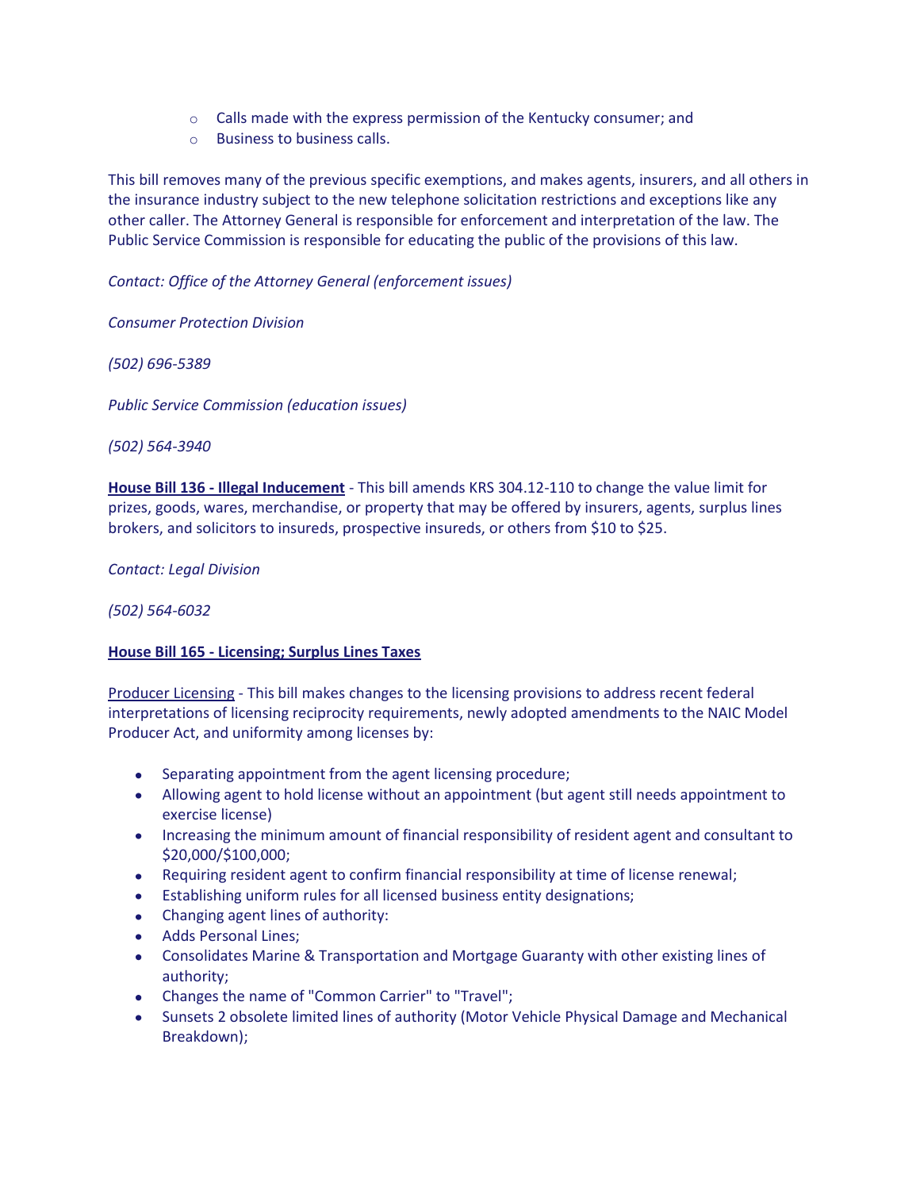- Calls made with the express permission of the Kentucky consumer; and
  - Business to business calls.

This bill removes many of the previous specific exemptions, and makes agents, insurers, and all others in the insurance industry subject to the new telephone solicitation restrictions and exceptions like any other caller. The Attorney General is responsible for enforcement and interpretation of the law. The Public Service Commission is responsible for educating the public of the provisions of this law.

*Contact: Office of the Attorney General (enforcement issues)*

*Consumer Protection Division*

*(502) 696-5389*

*Public Service Commission (education issues)*

*(502) 564-3940*

**House Bill 136 - Illegal Inducement** - This bill amends KRS 304.12-110 to change the value limit for prizes, goods, wares, merchandise, or property that may be offered by insurers, agents, surplus lines brokers, and solicitors to insureds, prospective insureds, or others from $10 to $25.

*Contact: Legal Division*

*(502) 564-6032*

**House Bill 165 - Licensing; Surplus Lines Taxes**

Producer Licensing - This bill makes changes to the licensing provisions to address recent federal interpretations of licensing reciprocity requirements, newly adopted amendments to the NAIC Model Producer Act, and uniformity among licenses by:

- Separating appointment from the agent licensing procedure;
- Allowing agent to hold license without an appointment (but agent still needs appointment to exercise license)
- Increasing the minimum amount of financial responsibility of resident agent and consultant to $20,000/$100,000;
- Requiring resident agent to confirm financial responsibility at time of license renewal;
- Establishing uniform rules for all licensed business entity designations;
- Changing agent lines of authority:
- Adds Personal Lines;
- Consolidates Marine & Transportation and Mortgage Guaranty with other existing lines of authority;
- Changes the name of "Common Carrier" to "Travel";
- Sunsets 2 obsolete limited lines of authority (Motor Vehicle Physical Damage and Mechanical Breakdown);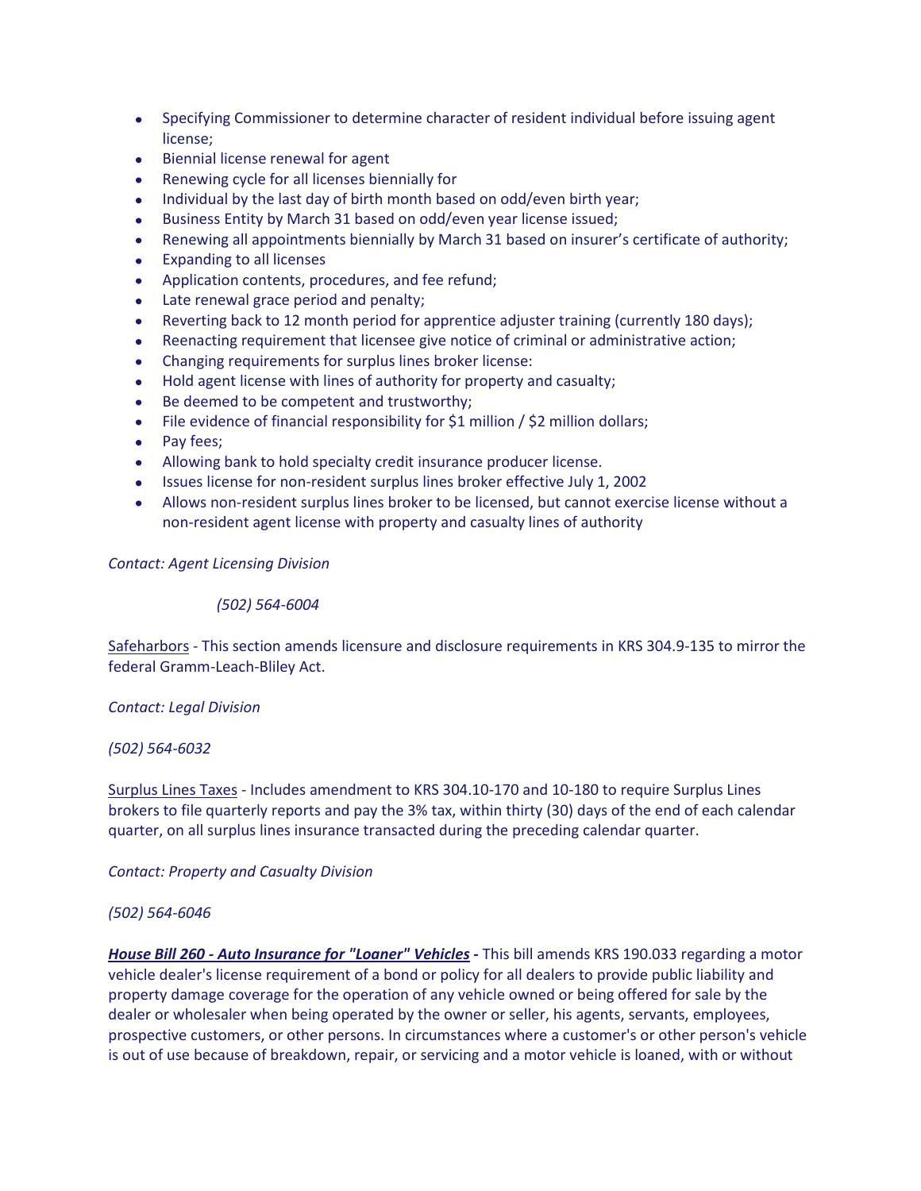- Specifying Commissioner to determine character of resident individual before issuing agent license;
- Biennial license renewal for agent
- Renewing cycle for all licenses biennially for
- Individual by the last day of birth month based on odd/even birth year;
- Business Entity by March 31 based on odd/even year license issued;
- Renewing all appointments biennially by March 31 based on insurer's certificate of authority;
- Expanding to all licenses
- Application contents, procedures, and fee refund;
- Late renewal grace period and penalty;
- Reverting back to 12 month period for apprentice adjuster training (currently 180 days);
- Reenacting requirement that licensee give notice of criminal or administrative action;
- Changing requirements for surplus lines broker license:
- Hold agent license with lines of authority for property and casualty;
- Be deemed to be competent and trustworthy;
- File evidence of financial responsibility for $1 million / $2 million dollars;
- Pay fees;
- Allowing bank to hold specialty credit insurance producer license.
- Issues license for non-resident surplus lines broker effective July 1, 2002
- Allows non-resident surplus lines broker to be licensed, but cannot exercise license without a non-resident agent license with property and casualty lines of authority

*Contact: Agent Licensing Division*

*(502) 564-6004*

Safeharbors - This section amends licensure and disclosure requirements in KRS 304.9-135 to mirror the federal Gramm-Leach-Bliley Act.

*Contact: Legal Division*

*(502) 564-6032*

Surplus Lines Taxes - Includes amendment to KRS 304.10-170 and 10-180 to require Surplus Lines brokers to file quarterly reports and pay the 3% tax, within thirty (30) days of the end of each calendar quarter, on all surplus lines insurance transacted during the preceding calendar quarter.

*Contact: Property and Casualty Division*

*(502) 564-6046*

***House Bill 260 - Auto Insurance for "Loaner" Vehicles* -** This bill amends KRS 190.033 regarding a motor vehicle dealer's license requirement of a bond or policy for all dealers to provide public liability and property damage coverage for the operation of any vehicle owned or being offered for sale by the dealer or wholesaler when being operated by the owner or seller, his agents, servants, employees, prospective customers, or other persons. In circumstances where a customer's or other person's vehicle is out of use because of breakdown, repair, or servicing and a motor vehicle is loaned, with or without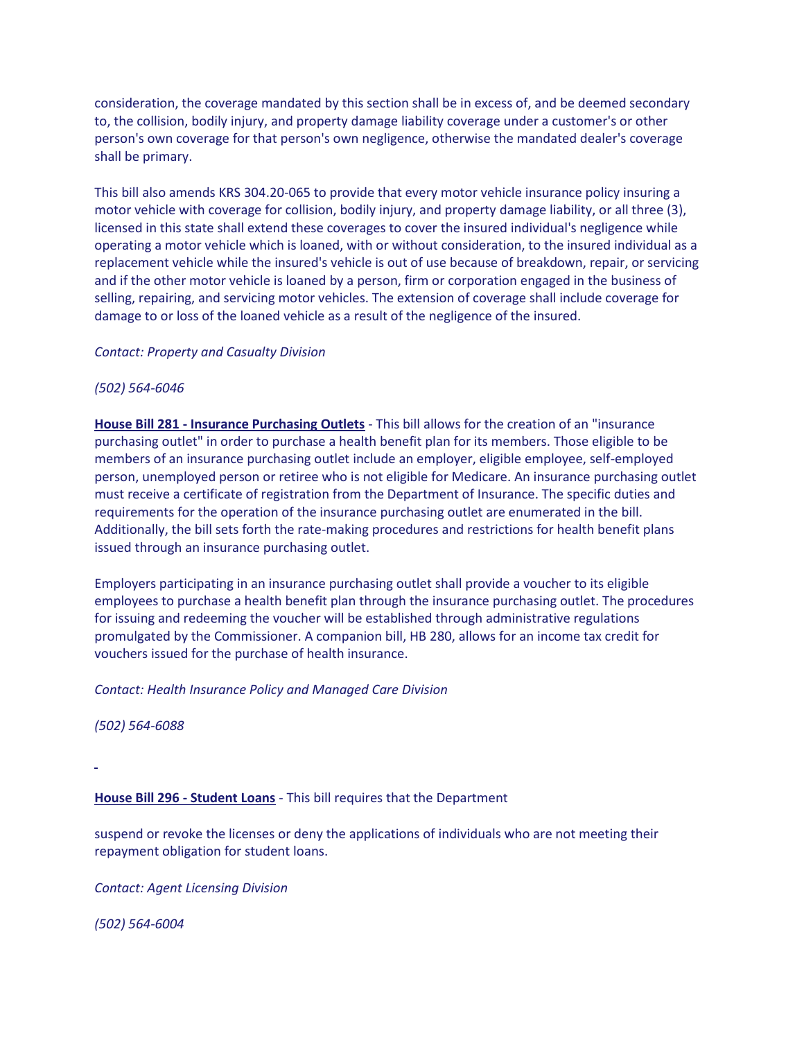consideration, the coverage mandated by this section shall be in excess of, and be deemed secondary to, the collision, bodily injury, and property damage liability coverage under a customer's or other person's own coverage for that person's own negligence, otherwise the mandated dealer's coverage shall be primary.

This bill also amends KRS 304.20-065 to provide that every motor vehicle insurance policy insuring a motor vehicle with coverage for collision, bodily injury, and property damage liability, or all three (3), licensed in this state shall extend these coverages to cover the insured individual's negligence while operating a motor vehicle which is loaned, with or without consideration, to the insured individual as a replacement vehicle while the insured's vehicle is out of use because of breakdown, repair, or servicing and if the other motor vehicle is loaned by a person, firm or corporation engaged in the business of selling, repairing, and servicing motor vehicles. The extension of coverage shall include coverage for damage to or loss of the loaned vehicle as a result of the negligence of the insured.

*Contact: Property and Casualty Division*

*(502) 564-6046*

**House Bill 281 - Insurance Purchasing Outlets** - This bill allows for the creation of an "insurance purchasing outlet" in order to purchase a health benefit plan for its members. Those eligible to be members of an insurance purchasing outlet include an employer, eligible employee, self-employed person, unemployed person or retiree who is not eligible for Medicare. An insurance purchasing outlet must receive a certificate of registration from the Department of Insurance. The specific duties and requirements for the operation of the insurance purchasing outlet are enumerated in the bill. Additionally, the bill sets forth the rate-making procedures and restrictions for health benefit plans issued through an insurance purchasing outlet.

Employers participating in an insurance purchasing outlet shall provide a voucher to its eligible employees to purchase a health benefit plan through the insurance purchasing outlet. The procedures for issuing and redeeming the voucher will be established through administrative regulations promulgated by the Commissioner. A companion bill, HB 280, allows for an income tax credit for vouchers issued for the purchase of health insurance.

*Contact: Health Insurance Policy and Managed Care Division*

*(502) 564-6088*

**House Bill 296 - Student Loans** - This bill requires that the Department

suspend or revoke the licenses or deny the applications of individuals who are not meeting their repayment obligation for student loans.

*Contact: Agent Licensing Division*

*(502) 564-6004*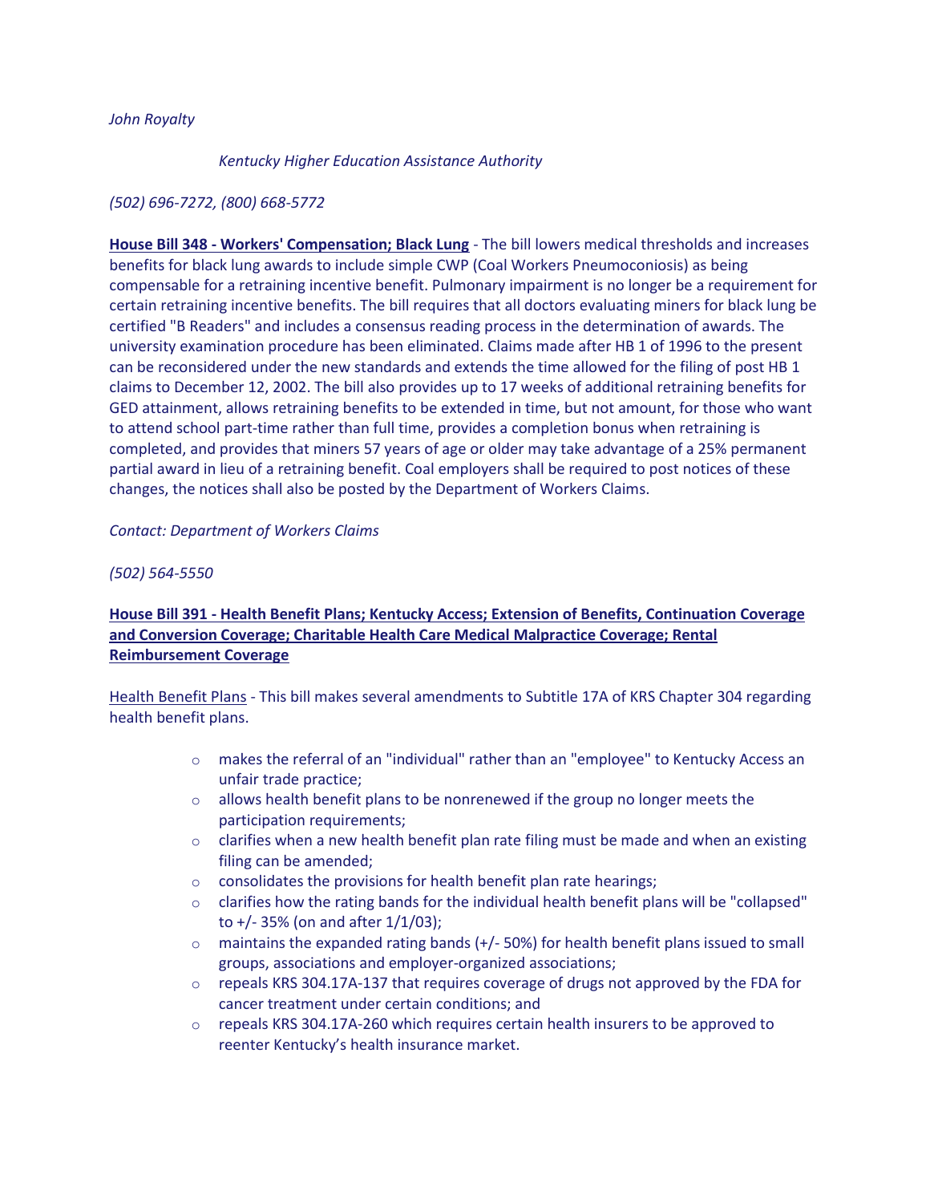*John Royalty*

*Kentucky Higher Education Assistance Authority*

*(502) 696-7272, (800) 668-5772*

**House Bill 348 - Workers' Compensation; Black Lung** - The bill lowers medical thresholds and increases benefits for black lung awards to include simple CWP (Coal Workers Pneumoconiosis) as being compensable for a retraining incentive benefit. Pulmonary impairment is no longer be a requirement for certain retraining incentive benefits. The bill requires that all doctors evaluating miners for black lung be certified "B Readers" and includes a consensus reading process in the determination of awards. The university examination procedure has been eliminated. Claims made after HB 1 of 1996 to the present can be reconsidered under the new standards and extends the time allowed for the filing of post HB 1 claims to December 12, 2002. The bill also provides up to 17 weeks of additional retraining benefits for GED attainment, allows retraining benefits to be extended in time, but not amount, for those who want to attend school part-time rather than full time, provides a completion bonus when retraining is completed, and provides that miners 57 years of age or older may take advantage of a 25% permanent partial award in lieu of a retraining benefit. Coal employers shall be required to post notices of these changes, the notices shall also be posted by the Department of Workers Claims.

*Contact: Department of Workers Claims*

*(502) 564-5550*

**House Bill 391 - Health Benefit Plans; Kentucky Access; Extension of Benefits, Continuation Coverage and Conversion Coverage; Charitable Health Care Medical Malpractice Coverage; Rental Reimbursement Coverage**

Health Benefit Plans - This bill makes several amendments to Subtitle 17A of KRS Chapter 304 regarding health benefit plans.

- makes the referral of an "individual" rather than an "employee" to Kentucky Access an unfair trade practice;
- allows health benefit plans to be nonrenewed if the group no longer meets the participation requirements;
- clarifies when a new health benefit plan rate filing must be made and when an existing filing can be amended;
- consolidates the provisions for health benefit plan rate hearings;
- clarifies how the rating bands for the individual health benefit plans will be "collapsed" to +/- 35% (on and after 1/1/03);
- maintains the expanded rating bands (+/- 50%) for health benefit plans issued to small groups, associations and employer-organized associations;
- repeals KRS 304.17A-137 that requires coverage of drugs not approved by the FDA for cancer treatment under certain conditions; and
- repeals KRS 304.17A-260 which requires certain health insurers to be approved to reenter Kentucky's health insurance market.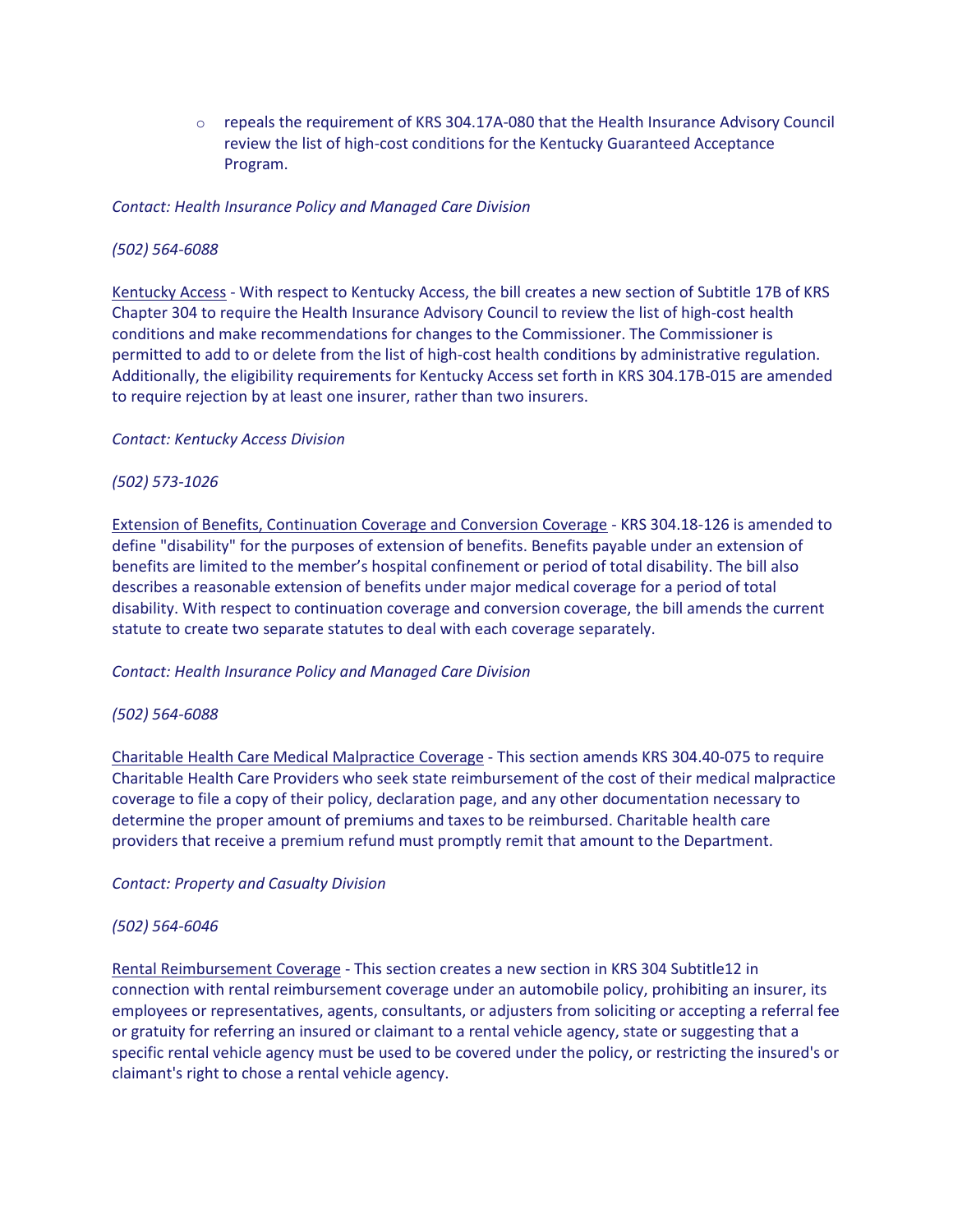- repeals the requirement of KRS 304.17A-080 that the Health Insurance Advisory Council review the list of high-cost conditions for the Kentucky Guaranteed Acceptance Program.

*Contact: Health Insurance Policy and Managed Care Division*

*(502) 564-6088*

Kentucky Access - With respect to Kentucky Access, the bill creates a new section of Subtitle 17B of KRS Chapter 304 to require the Health Insurance Advisory Council to review the list of high-cost health conditions and make recommendations for changes to the Commissioner. The Commissioner is permitted to add to or delete from the list of high-cost health conditions by administrative regulation. Additionally, the eligibility requirements for Kentucky Access set forth in KRS 304.17B-015 are amended to require rejection by at least one insurer, rather than two insurers.

*Contact: Kentucky Access Division*

*(502) 573-1026*

Extension of Benefits, Continuation Coverage and Conversion Coverage - KRS 304.18-126 is amended to define "disability" for the purposes of extension of benefits. Benefits payable under an extension of benefits are limited to the member's hospital confinement or period of total disability. The bill also describes a reasonable extension of benefits under major medical coverage for a period of total disability. With respect to continuation coverage and conversion coverage, the bill amends the current statute to create two separate statutes to deal with each coverage separately.

*Contact: Health Insurance Policy and Managed Care Division*

*(502) 564-6088*

Charitable Health Care Medical Malpractice Coverage - This section amends KRS 304.40-075 to require Charitable Health Care Providers who seek state reimbursement of the cost of their medical malpractice coverage to file a copy of their policy, declaration page, and any other documentation necessary to determine the proper amount of premiums and taxes to be reimbursed. Charitable health care providers that receive a premium refund must promptly remit that amount to the Department.

*Contact: Property and Casualty Division*

*(502) 564-6046*

Rental Reimbursement Coverage - This section creates a new section in KRS 304 Subtitle12 in connection with rental reimbursement coverage under an automobile policy, prohibiting an insurer, its employees or representatives, agents, consultants, or adjusters from soliciting or accepting a referral fee or gratuity for referring an insured or claimant to a rental vehicle agency, state or suggesting that a specific rental vehicle agency must be used to be covered under the policy, or restricting the insured's or claimant's right to chose a rental vehicle agency.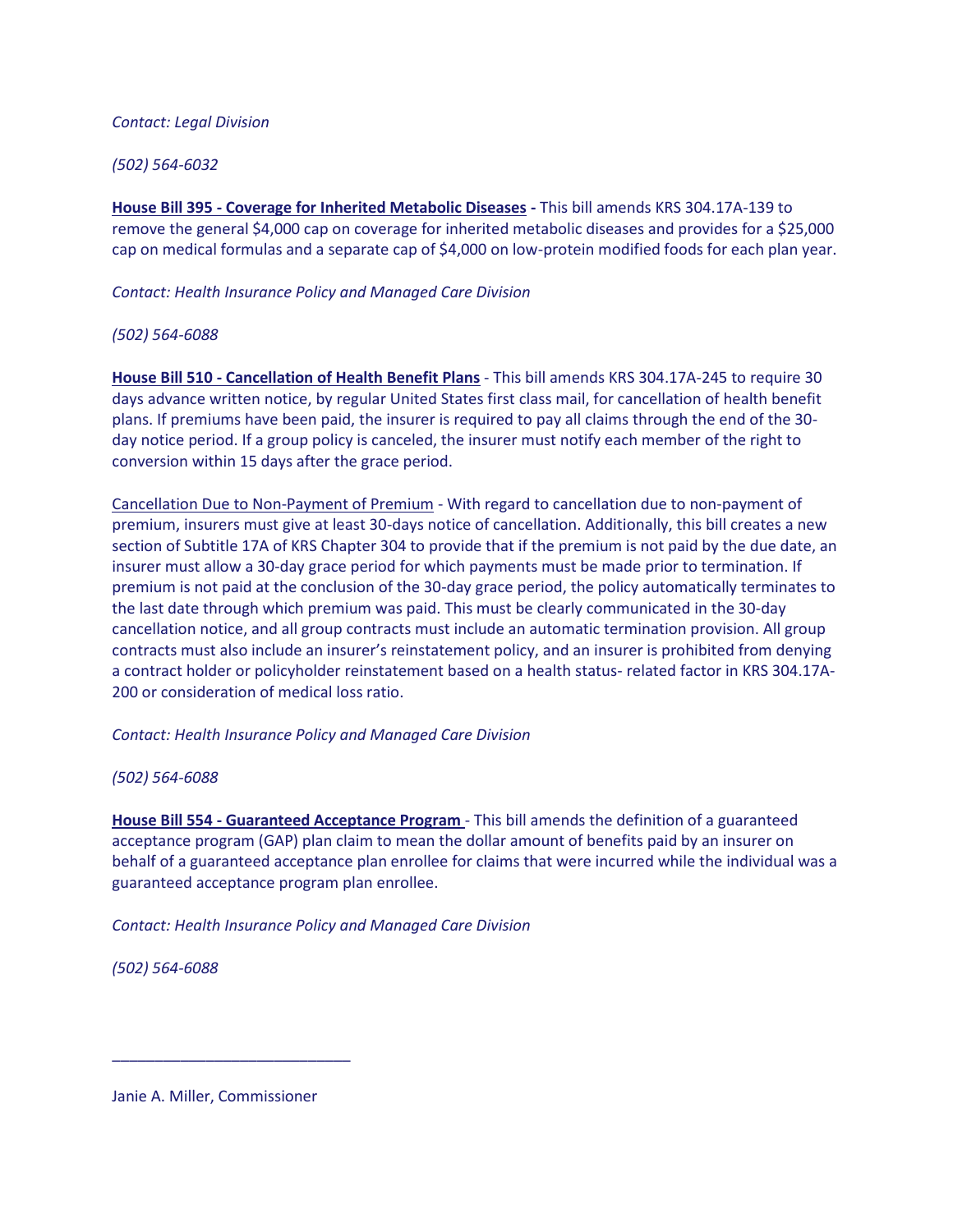*Contact: Legal Division*

*(502) 564-6032*

**House Bill 395 - Coverage for Inherited Metabolic Diseases -** This bill amends KRS 304.17A-139 to remove the general $4,000 cap on coverage for inherited metabolic diseases and provides for a $25,000 cap on medical formulas and a separate cap of $4,000 on low-protein modified foods for each plan year.

*Contact: Health Insurance Policy and Managed Care Division*

*(502) 564-6088*

**House Bill 510 - Cancellation of Health Benefit Plans** - This bill amends KRS 304.17A-245 to require 30 days advance written notice, by regular United States first class mail, for cancellation of health benefit plans. If premiums have been paid, the insurer is required to pay all claims through the end of the 30-day notice period. If a group policy is canceled, the insurer must notify each member of the right to conversion within 15 days after the grace period.

Cancellation Due to Non-Payment of Premium - With regard to cancellation due to non-payment of premium, insurers must give at least 30-days notice of cancellation. Additionally, this bill creates a new section of Subtitle 17A of KRS Chapter 304 to provide that if the premium is not paid by the due date, an insurer must allow a 30-day grace period for which payments must be made prior to termination. If premium is not paid at the conclusion of the 30-day grace period, the policy automatically terminates to the last date through which premium was paid. This must be clearly communicated in the 30-day cancellation notice, and all group contracts must include an automatic termination provision. All group contracts must also include an insurer's reinstatement policy, and an insurer is prohibited from denying a contract holder or policyholder reinstatement based on a health status- related factor in KRS 304.17A-200 or consideration of medical loss ratio.

*Contact: Health Insurance Policy and Managed Care Division*

*(502) 564-6088*

**House Bill 554 - Guaranteed Acceptance Program** - This bill amends the definition of a guaranteed acceptance program (GAP) plan claim to mean the dollar amount of benefits paid by an insurer on behalf of a guaranteed acceptance plan enrollee for claims that were incurred while the individual was a guaranteed acceptance program plan enrollee.

*Contact: Health Insurance Policy and Managed Care Division*

*(502) 564-6088*

\_\_\_\_\_\_\_\_\_\_\_\_\_\_\_\_\_\_\_\_\_\_\_\_\_\_\_\_

Janie A. Miller, Commissioner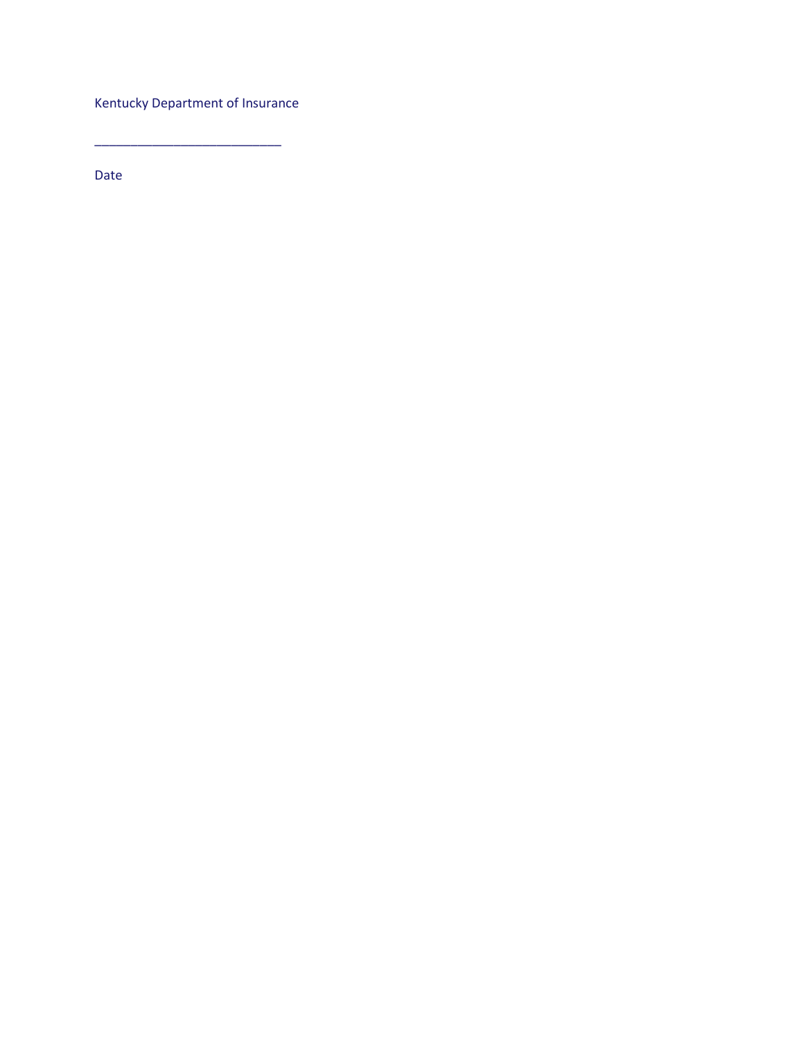Kentucky Department of Insurance

___________________________

Date